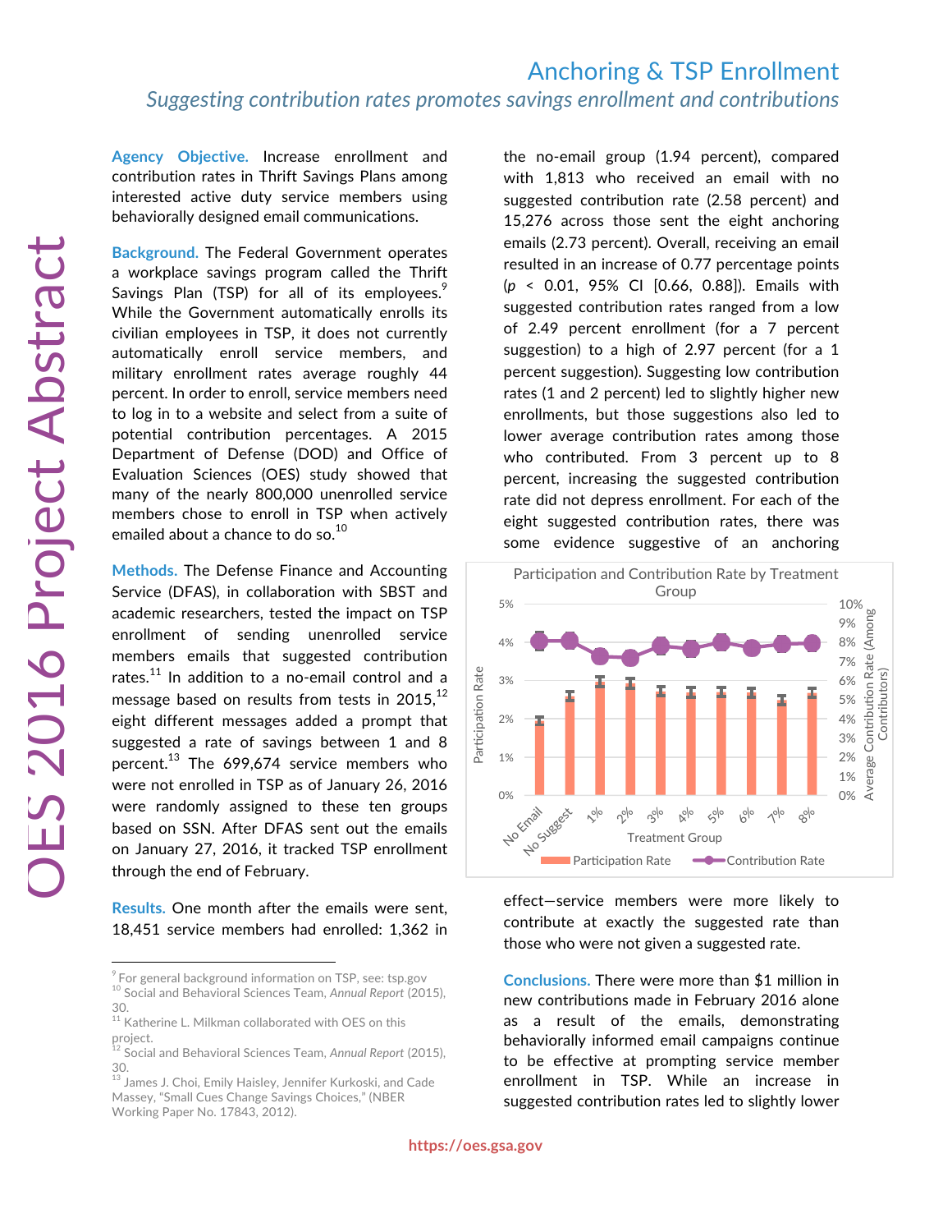# Anchoring & TSP Enrollment

*Suggesting contribution rates promotes savings enrollment and contributions*

OES 2016 Project Abstract

**Agency Objective.** Increase enrollment and contribution rates in Thrift Savings Plans among interested active duty service members using behaviorally designed email communications.

**Background.** The Federal Government operates a workplace savings program called the Thrift Savings Plan (TSP) for all of its employees.[9] While the Government automatically enrolls its civilian employees in TSP, it does not currently automatically enroll service members, and military enrollment rates average roughly 44 percent. In order to enroll, service members need to log in to a website and select from a suite of potential contribution percentages. A 2015 Department of Defense (DOD) and Office of Evaluation Sciences (OES) study showed that many of the nearly 800,000 unenrolled service members chose to enroll in TSP when actively emailed about a chance to do so.[10]

**Methods.** The Defense Finance and Accounting Service (DFAS), in collaboration with SBST and academic researchers, tested the impact on TSP enrollment of sending unenrolled service members emails that suggested contribution rates.[11] In addition to a no-email control and a message based on results from tests in 2015,[12] eight different messages added a prompt that suggested a rate of savings between 1 and 8 percent.[13] The 699,674 service members who were not enrolled in TSP as of January 26, 2016 were randomly assigned to these ten groups based on SSN. After DFAS sent out the emails on January 27, 2016, it tracked TSP enrollment through the end of February.

**Results.** One month after the emails were sent, 18,451 service members had enrolled: 1,362 in the no-email group (1.94 percent), compared with 1,813 who received an email with no suggested contribution rate (2.58 percent) and 15,276 across those sent the eight anchoring emails (2.73 percent). Overall, receiving an email resulted in an increase of 0.77 percentage points ($p < 0.01$, 95% CI [0.66, 0.88]). Emails with suggested contribution rates ranged from a low of 2.49 percent enrollment (for a 7 percent suggestion) to a high of 2.97 percent (for a 1 percent suggestion). Suggesting low contribution rates (1 and 2 percent) led to slightly higher new enrollments, but those suggestions also led to lower average contribution rates among those who contributed. From 3 percent up to 8 percent, increasing the suggested contribution rate did not depress enrollment. For each of the eight suggested contribution rates, there was some evidence suggestive of an anchoring effect—service members were more likely to contribute at exactly the suggested rate than those who were not given a suggested rate.

Participation and Contribution Rate by Treatment Group

**Conclusions.** There were more than $1 million in new contributions made in February 2016 alone as a result of the emails, demonstrating behaviorally informed email campaigns continue to be effective at prompting service member enrollment in TSP. While an increase in suggested contribution rates led to slightly lower

---

[9] For general background information on TSP, see: tsp.gov

[10] Social and Behavioral Sciences Team, *Annual Report* (2015), 30.

[11] Katherine L. Milkman collaborated with OES on this project.

[12] Social and Behavioral Sciences Team, *Annual Report* (2015), 30.

[13] James J. Choi, Emily Haisley, Jennifer Kurkoski, and Cade Massey, "Small Cues Change Savings Choices," (NBER Working Paper No. 17843, 2012).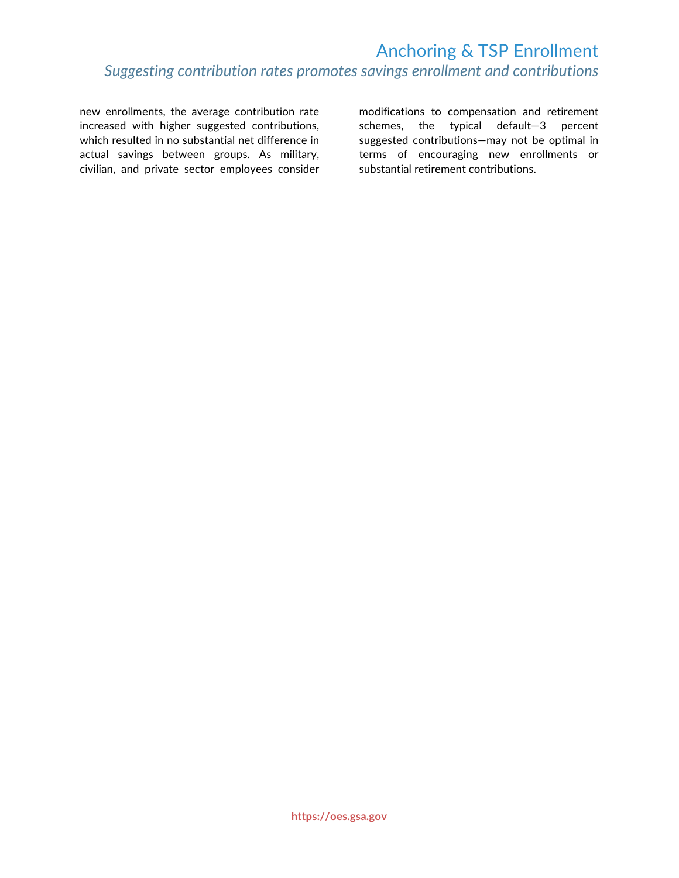new enrollments, the average contribution rate increased with higher suggested contributions, which resulted in no substantial net difference in actual savings between groups. As military, civilian, and private sector employees consider modifications to compensation and retirement schemes, the typical default—3 percent suggested contributions—may not be optimal in terms of encouraging new enrollments or substantial retirement contributions.